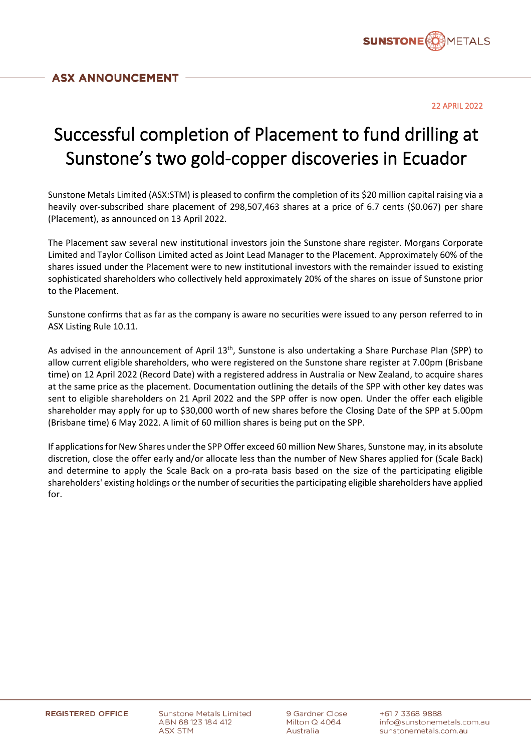**ASX ANNOUNCEMENT**

22 APRIL 2022

# Successful completion of Placement to fund drilling at Sunstone's two gold-copper discoveries in Ecuador

Sunstone Metals Limited (ASX:STM) is pleased to confirm the completion of its $20 million capital raising via a heavily over-subscribed share placement of 298,507,463 shares at a price of 6.7 cents ($0.067) per share (Placement), as announced on 13 April 2022.

The Placement saw several new institutional investors join the Sunstone share register. Morgans Corporate Limited and Taylor Collison Limited acted as Joint Lead Manager to the Placement. Approximately 60% of the shares issued under the Placement were to new institutional investors with the remainder issued to existing sophisticated shareholders who collectively held approximately 20% of the shares on issue of Sunstone prior to the Placement.

Sunstone confirms that as far as the company is aware no securities were issued to any person referred to in ASX Listing Rule 10.11.

As advised in the announcement of April 13th, Sunstone is also undertaking a Share Purchase Plan (SPP) to allow current eligible shareholders, who were registered on the Sunstone share register at 7.00pm (Brisbane time) on 12 April 2022 (Record Date) with a registered address in Australia or New Zealand, to acquire shares at the same price as the placement. Documentation outlining the details of the SPP with other key dates was sent to eligible shareholders on 21 April 2022 and the SPP offer is now open. Under the offer each eligible shareholder may apply for up to $30,000 worth of new shares before the Closing Date of the SPP at 5.00pm (Brisbane time) 6 May 2022. A limit of 60 million shares is being put on the SPP.

If applications for New Shares under the SPP Offer exceed 60 million New Shares, Sunstone may, in its absolute discretion, close the offer early and/or allocate less than the number of New Shares applied for (Scale Back) and determine to apply the Scale Back on a pro-rata basis based on the size of the participating eligible shareholders' existing holdings or the number of securities the participating eligible shareholders have applied for.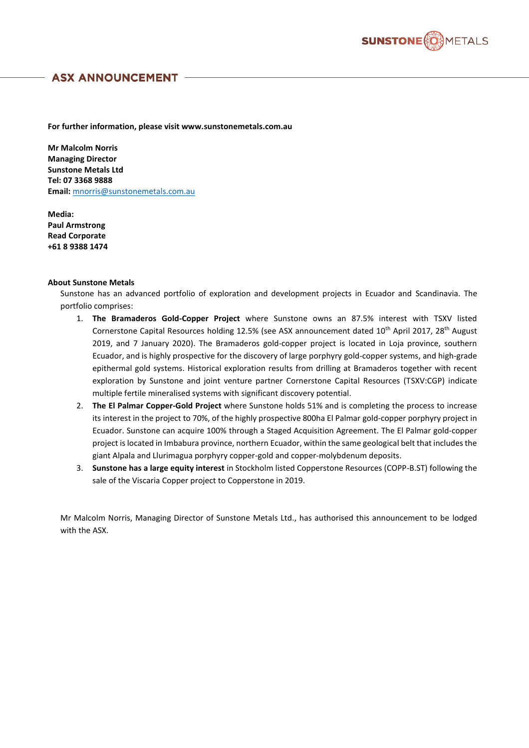## ASX ANNOUNCEMENT

**For further information, please visit www.sunstonemetals.com.au**

**Mr Malcolm Norris**
**Managing Director**
**Sunstone Metals Ltd**
**Tel: 07 3368 9888**
**Email:** mnorris@sunstonemetals.com.au

**Media:**
**Paul Armstrong**
**Read Corporate**
**+61 8 9388 1474**

**About Sunstone Metals**

Sunstone has an advanced portfolio of exploration and development projects in Ecuador and Scandinavia. The portfolio comprises:

1. **The Bramaderos Gold-Copper Project** where Sunstone owns an 87.5% interest with TSXV listed Cornerstone Capital Resources holding 12.5% (see ASX announcement dated 10th April 2017, 28th August 2019, and 7 January 2020). The Bramaderos gold-copper project is located in Loja province, southern Ecuador, and is highly prospective for the discovery of large porphyry gold-copper systems, and high-grade epithermal gold systems. Historical exploration results from drilling at Bramaderos together with recent exploration by Sunstone and joint venture partner Cornerstone Capital Resources (TSXV:CGP) indicate multiple fertile mineralised systems with significant discovery potential.
2. **The El Palmar Copper-Gold Project** where Sunstone holds 51% and is completing the process to increase its interest in the project to 70%, of the highly prospective 800ha El Palmar gold-copper porphyry project in Ecuador. Sunstone can acquire 100% through a Staged Acquisition Agreement. The El Palmar gold-copper project is located in Imbabura province, northern Ecuador, within the same geological belt that includes the giant Alpala and Llurimagua porphyry copper-gold and copper-molybdenum deposits.
3. **Sunstone has a large equity interest** in Stockholm listed Copperstone Resources (COPP-B.ST) following the sale of the Viscaria Copper project to Copperstone in 2019.

Mr Malcolm Norris, Managing Director of Sunstone Metals Ltd., has authorised this announcement to be lodged with the ASX.